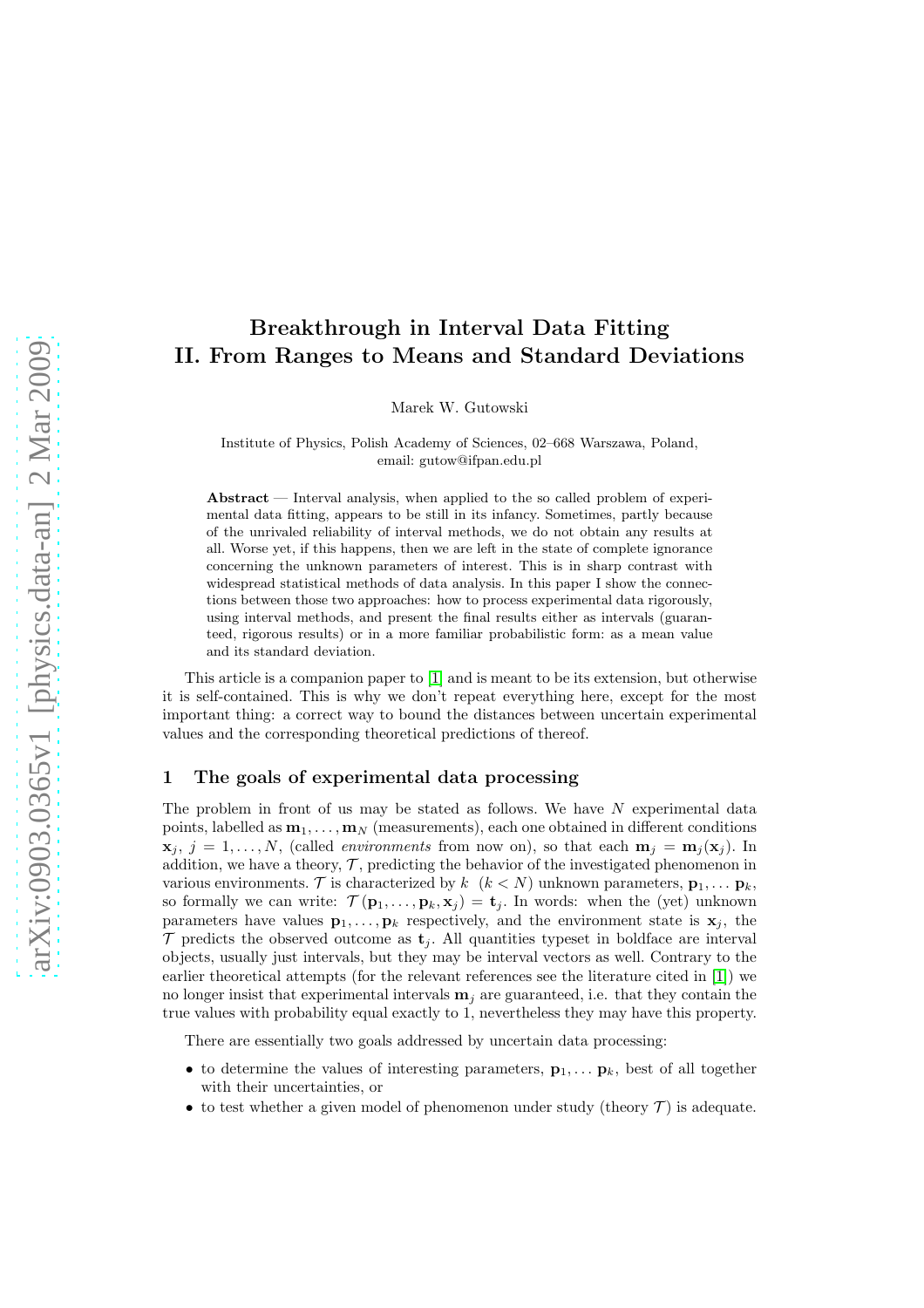# Breakthrough in Interval Data Fitting
# II. From Ranges to Means and Standard Deviations

Marek W. Gutowski

Institute of Physics, Polish Academy of Sciences, 02–668 Warszawa, Poland,
email: gutow@ifpan.edu.pl

**Abstract** — Interval analysis, when applied to the so called problem of experimental data fitting, appears to be still in its infancy. Sometimes, partly because of the unrivaled reliability of interval methods, we do not obtain any results at all. Worse yet, if this happens, then we are left in the state of complete ignorance concerning the unknown parameters of interest. This is in sharp contrast with widespread statistical methods of data analysis. In this paper I show the connections between those two approaches: how to process experimental data rigorously, using interval methods, and present the final results either as intervals (guaranteed, rigorous results) or in a more familiar probabilistic form: as a mean value and its standard deviation.

This article is a companion paper to [1] and is meant to be its extension, but otherwise it is self-contained. This is why we don't repeat everything here, except for the most important thing: a correct way to bound the distances between uncertain experimental values and the corresponding theoretical predictions of thereof.

## 1 The goals of experimental data processing

The problem in front of us may be stated as follows. We have $N$ experimental data points, labelled as $\mathbf{m}_1, \ldots, \mathbf{m}_N$ (measurements), each one obtained in different conditions $\mathbf{x}_j$, $j = 1, \ldots, N$, (called *environments* from now on), so that each $\mathbf{m}_j = \mathbf{m}_j(\mathbf{x}_j)$. In addition, we have a theory, $\mathcal{T}$, predicting the behavior of the investigated phenomenon in various environments. $\mathcal{T}$ is characterized by $k$ $(k < N)$ unknown parameters, $\mathbf{p}_1, \ldots \mathbf{p}_k$, so formally we can write: $\mathcal{T}(\mathbf{p}_1, \ldots, \mathbf{p}_k, \mathbf{x}_j) = \mathbf{t}_j$. In words: when the (yet) unknown parameters have values $\mathbf{p}_1, \ldots, \mathbf{p}_k$ respectively, and the environment state is $\mathbf{x}_j$, the $\mathcal{T}$ predicts the observed outcome as $\mathbf{t}_j$. All quantities typeset in boldface are interval objects, usually just intervals, but they may be interval vectors as well. Contrary to the earlier theoretical attempts (for the relevant references see the literature cited in [1]) we no longer insist that experimental intervals $\mathbf{m}_j$ are guaranteed, i.e. that they contain the true values with probability equal exactly to 1, nevertheless they may have this property.

There are essentially two goals addressed by uncertain data processing:

- to determine the values of interesting parameters, $\mathbf{p}_1, \ldots \mathbf{p}_k$, best of all together with their uncertainties, or
- to test whether a given model of phenomenon under study (theory $\mathcal{T}$) is adequate.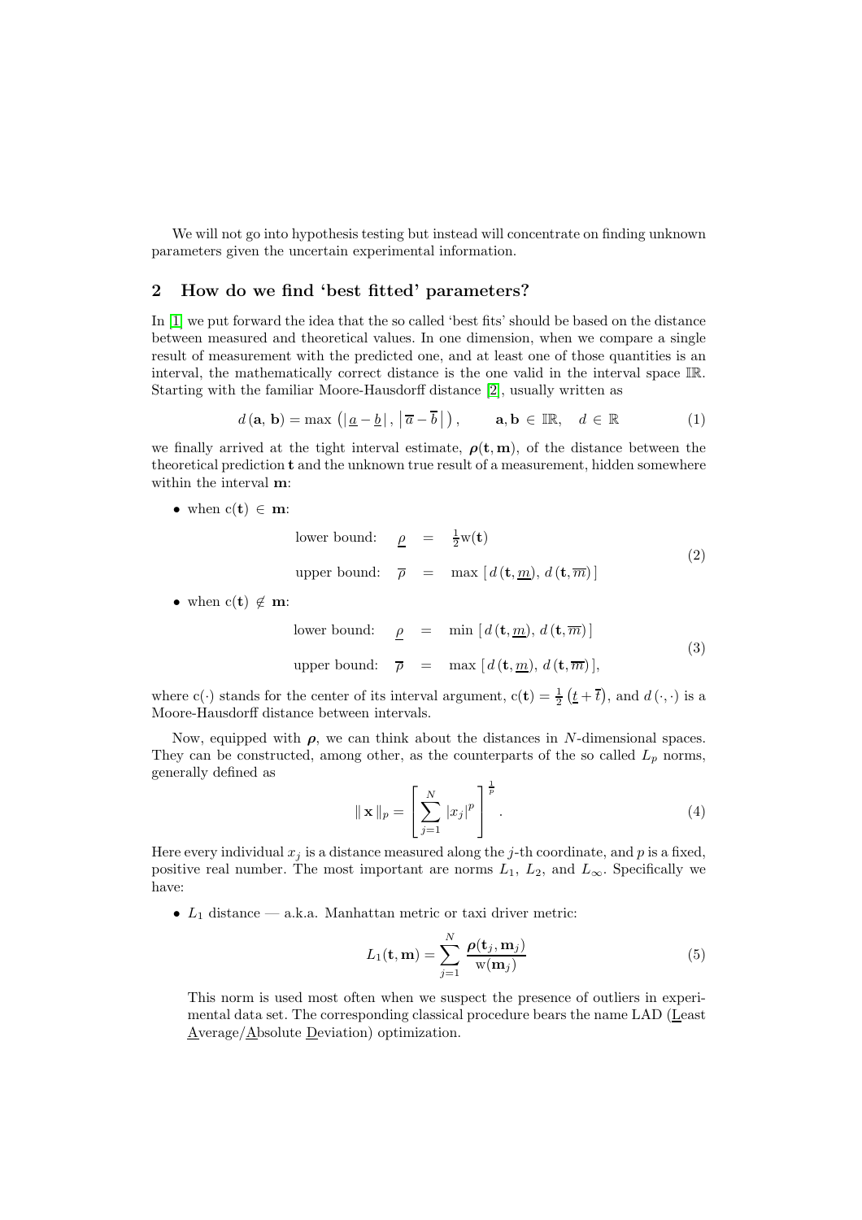We will not go into hypothesis testing but instead will concentrate on finding unknown parameters given the uncertain experimental information.

## 2 How do we find 'best fitted' parameters?

In [1] we put forward the idea that the so called 'best fits' should be based on the distance between measured and theoretical values. In one dimension, when we compare a single result of measurement with the predicted one, and at least one of those quantities is an interval, the mathematically correct distance is the one valid in the interval space $\mathbb{IR}$. Starting with the familiar Moore-Hausdorff distance [2], usually written as

$$d\left(\mathbf{a},\, \mathbf{b}\right) = \max\left(\left|\, \underline{a} - \underline{b} \,\right|,\, \left|\, \overline{a} - \overline{b} \,\right|\right), \qquad \mathbf{a}, \mathbf{b} \in \mathbb{IR}, \quad d \in \mathbb{R} \tag{1}$$

we finally arrived at the tight interval estimate, $\boldsymbol{\rho}(\mathbf{t}, \mathbf{m})$, of the distance between the theoretical prediction $\mathbf{t}$ and the unknown true result of a measurement, hidden somewhere within the interval $\mathbf{m}$:

- when $\mathrm{c}(\mathbf{t}) \in \mathbf{m}$:

$$\begin{aligned} \text{lower bound:} \quad \underline{\rho} &= \tfrac{1}{2}\mathrm{w}(\mathbf{t}) \\ \text{upper bound:} \quad \overline{\rho} &= \max\left[\, d\left(\mathbf{t}, \underline{m}\right),\, d\left(\mathbf{t}, \overline{m}\right) \right] \end{aligned} \tag{2}$$

- when $\mathrm{c}(\mathbf{t}) \notin \mathbf{m}$:

$$\begin{aligned} \text{lower bound:} \quad \underline{\rho} &= \min\left[\, d\left(\mathbf{t}, \underline{m}\right),\, d\left(\mathbf{t}, \overline{m}\right) \right] \\ \text{upper bound:} \quad \overline{\rho} &= \max\left[\, d\left(\mathbf{t}, \underline{m}\right),\, d\left(\mathbf{t}, \overline{m}\right) \right], \end{aligned} \tag{3}$$

where $\mathrm{c}(\cdot)$ stands for the center of its interval argument, $\mathrm{c}(\mathbf{t}) = \frac{1}{2}\left(\underline{t} + \overline{t}\right)$, and $d\left(\cdot, \cdot\right)$ is a Moore-Hausdorff distance between intervals.

Now, equipped with $\boldsymbol{\rho}$, we can think about the distances in $N$-dimensional spaces. They can be constructed, among other, as the counterparts of the so called $L_p$ norms, generally defined as

$$\|\, \mathbf{x} \,\|_p = \left[\sum_{j=1}^{N} |x_j|^p\right]^{\frac{1}{p}}. \tag{4}$$

Here every individual $x_j$ is a distance measured along the $j$-th coordinate, and $p$ is a fixed, positive real number. The most important are norms $L_1$, $L_2$, and $L_\infty$. Specifically we have:

- $L_1$ distance — a.k.a. Manhattan metric or taxi driver metric:

$$L_1(\mathbf{t}, \mathbf{m}) = \sum_{j=1}^{N} \frac{\boldsymbol{\rho}(\mathbf{t}_j, \mathbf{m}_j)}{\mathrm{w}(\mathbf{m}_j)} \tag{5}$$

  This norm is used most often when we suspect the presence of outliers in experimental data set. The corresponding classical procedure bears the name LAD (Least Average/Absolute Deviation) optimization.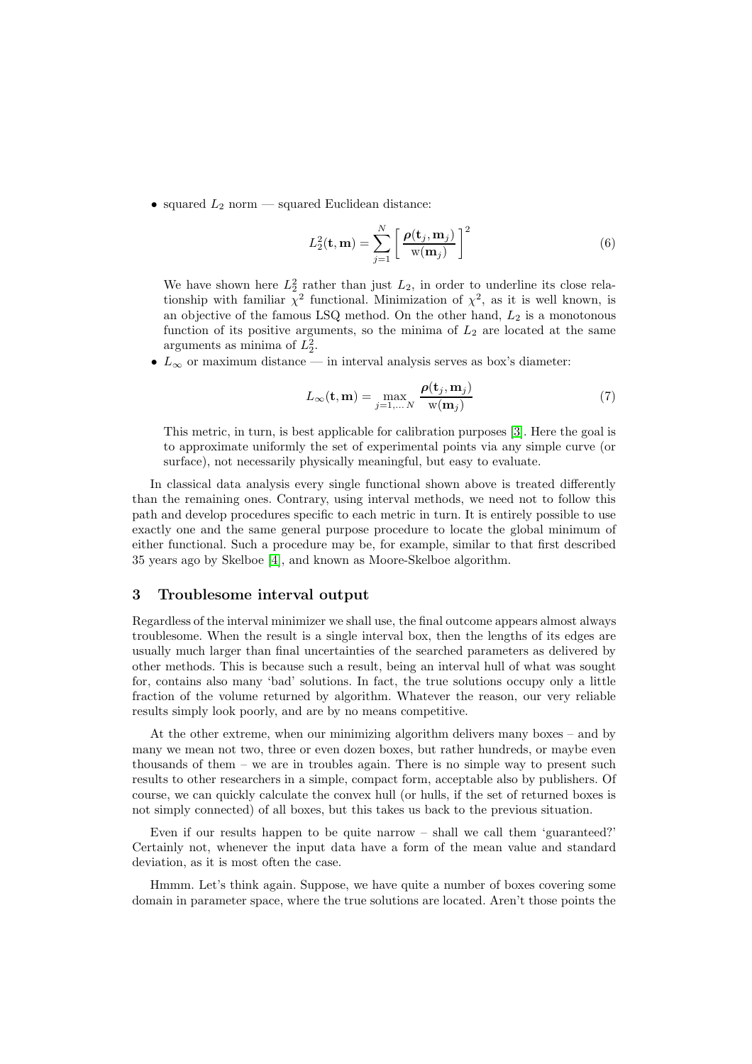- squared $L_2$ norm — squared Euclidean distance:

$$L_2^2(\mathbf{t}, \mathbf{m}) = \sum_{j=1}^{N} \left[ \frac{\boldsymbol{\rho}(\mathbf{t}_j, \mathbf{m}_j)}{\mathrm{w}(\mathbf{m}_j)} \right]^2 \tag{6}$$

  We have shown here $L_2^2$ rather than just $L_2$, in order to underline its close relationship with familiar $\chi^2$ functional. Minimization of $\chi^2$, as it is well known, is an objective of the famous LSQ method. On the other hand, $L_2$ is a monotonous function of its positive arguments, so the minima of $L_2$ are located at the same arguments as minima of $L_2^2$.

- $L_\infty$ or maximum distance — in interval analysis serves as box's diameter:

$$L_\infty(\mathbf{t}, \mathbf{m}) = \max_{j=1,\dots N} \frac{\boldsymbol{\rho}(\mathbf{t}_j, \mathbf{m}_j)}{\mathrm{w}(\mathbf{m}_j)} \tag{7}$$

  This metric, in turn, is best applicable for calibration purposes [3]. Here the goal is to approximate uniformly the set of experimental points via any simple curve (or surface), not necessarily physically meaningful, but easy to evaluate.

In classical data analysis every single functional shown above is treated differently than the remaining ones. Contrary, using interval methods, we need not to follow this path and develop procedures specific to each metric in turn. It is entirely possible to use exactly one and the same general purpose procedure to locate the global minimum of either functional. Such a procedure may be, for example, similar to that first described 35 years ago by Skelboe [4], and known as Moore-Skelboe algorithm.

## 3 Troublesome interval output

Regardless of the interval minimizer we shall use, the final outcome appears almost always troublesome. When the result is a single interval box, then the lengths of its edges are usually much larger than final uncertainties of the searched parameters as delivered by other methods. This is because such a result, being an interval hull of what was sought for, contains also many 'bad' solutions. In fact, the true solutions occupy only a little fraction of the volume returned by algorithm. Whatever the reason, our very reliable results simply look poorly, and are by no means competitive.

At the other extreme, when our minimizing algorithm delivers many boxes – and by many we mean not two, three or even dozen boxes, but rather hundreds, or maybe even thousands of them – we are in troubles again. There is no simple way to present such results to other researchers in a simple, compact form, acceptable also by publishers. Of course, we can quickly calculate the convex hull (or hulls, if the set of returned boxes is not simply connected) of all boxes, but this takes us back to the previous situation.

Even if our results happen to be quite narrow – shall we call them 'guaranteed?' Certainly not, whenever the input data have a form of the mean value and standard deviation, as it is most often the case.

Hmmm. Let's think again. Suppose, we have quite a number of boxes covering some domain in parameter space, where the true solutions are located. Aren't those points the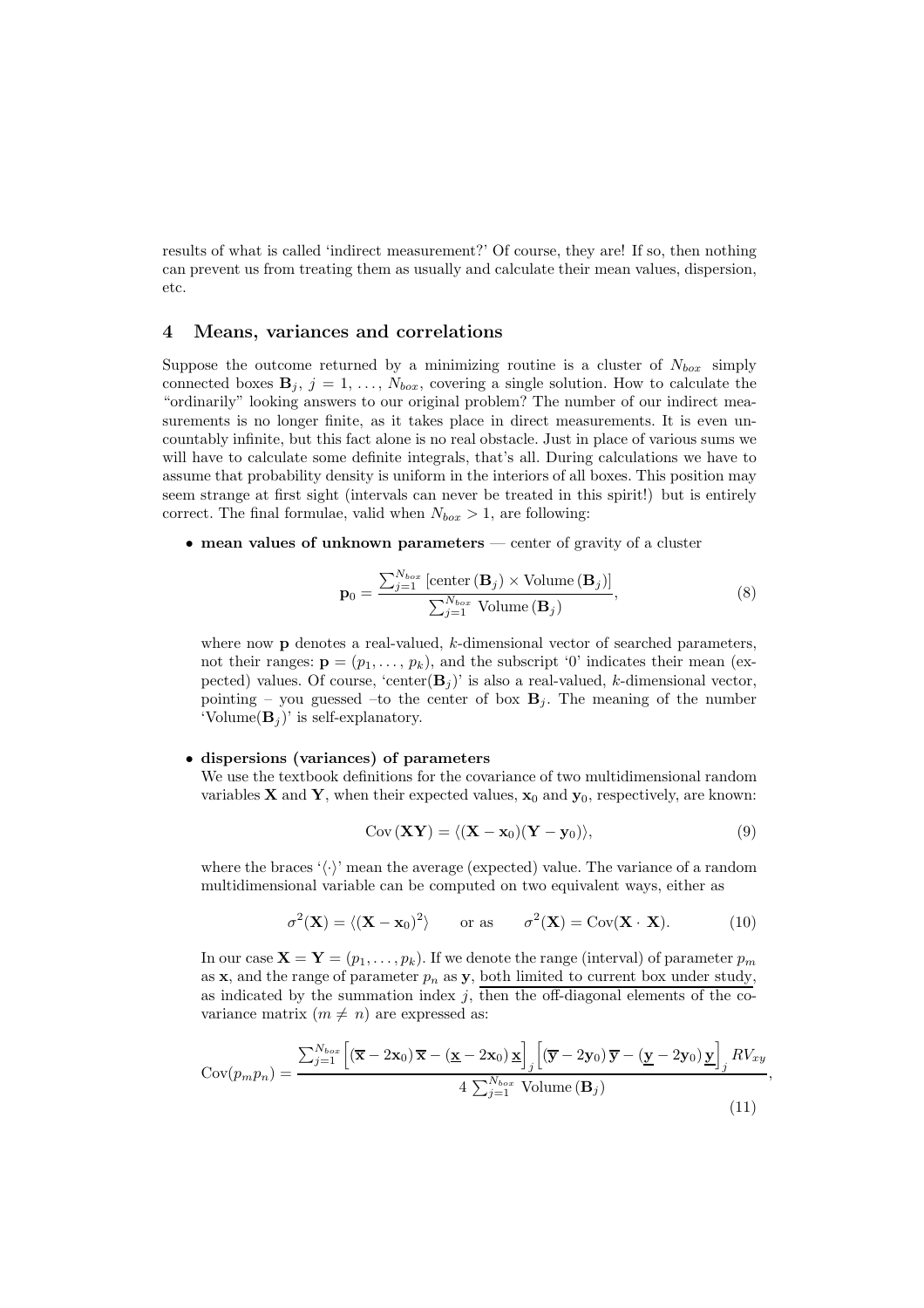results of what is called 'indirect measurement?' Of course, they are! If so, then nothing can prevent us from treating them as usually and calculate their mean values, dispersion, etc.

## 4 Means, variances and correlations

Suppose the outcome returned by a minimizing routine is a cluster of $N_{box}$ simply connected boxes $\mathbf{B}_j$, $j = 1, \ldots, N_{box}$, covering a single solution. How to calculate the "ordinarily" looking answers to our original problem? The number of our indirect measurements is no longer finite, as it takes place in direct measurements. It is even uncountably infinite, but this fact alone is no real obstacle. Just in place of various sums we will have to calculate some definite integrals, that's all. During calculations we have to assume that probability density is uniform in the interiors of all boxes. This position may seem strange at first sight (intervals can never be treated in this spirit!) but is entirely correct. The final formulae, valid when $N_{box} > 1$, are following:

- **mean values of unknown parameters** — center of gravity of a cluster

$$\mathbf{p}_0 = \frac{\sum_{j=1}^{N_{box}} \left[\text{center}\left(\mathbf{B}_j\right) \times \text{Volume}\left(\mathbf{B}_j\right)\right]}{\sum_{j=1}^{N_{box}} \text{Volume}\left(\mathbf{B}_j\right)}, \tag{8}$$

  where now $\mathbf{p}$ denotes a real-valued, $k$-dimensional vector of searched parameters, not their ranges: $\mathbf{p} = (p_1, \ldots, p_k)$, and the subscript '0' indicates their mean (expected) values. Of course, 'center($\mathbf{B}_j$)' is also a real-valued, $k$-dimensional vector, pointing – you guessed –to the center of box $\mathbf{B}_j$. The meaning of the number 'Volume($\mathbf{B}_j$)' is self-explanatory.

- **dispersions (variances) of parameters**
  We use the textbook definitions for the covariance of two multidimensional random variables $\mathbf{X}$ and $\mathbf{Y}$, when their expected values, $\mathbf{x}_0$ and $\mathbf{y}_0$, respectively, are known:

$$\text{Cov}\left(\mathbf{XY}\right) = \langle(\mathbf{X} - \mathbf{x}_0)(\mathbf{Y} - \mathbf{y}_0)\rangle, \tag{9}$$

  where the braces '$\langle\cdot\rangle$' mean the average (expected) value. The variance of a random multidimensional variable can be computed on two equivalent ways, either as

$$\sigma^2(\mathbf{X}) = \langle(\mathbf{X} - \mathbf{x}_0)^2\rangle \qquad \text{or as} \qquad \sigma^2(\mathbf{X}) = \text{Cov}(\mathbf{X} \cdot \mathbf{X}). \tag{10}$$

  In our case $\mathbf{X} = \mathbf{Y} = (p_1, \ldots, p_k)$. If we denote the range (interval) of parameter $p_m$ as $\mathbf{x}$, and the range of parameter $p_n$ as $\mathbf{y}$, both limited to current box under study, as indicated by the summation index $j$, then the off-diagonal elements of the covariance matrix ($m \neq n$) are expressed as:

$$\text{Cov}(p_m p_n) = \frac{\sum_{j=1}^{N_{box}} \Big[\left(\overline{\mathbf{x}} - 2\mathbf{x}_0\right)\overline{\mathbf{x}} - \left(\underline{\mathbf{x}} - 2\mathbf{x}_0\right)\underline{\mathbf{x}}\Big]_j \Big[\left(\overline{\mathbf{y}} - 2\mathbf{y}_0\right)\overline{\mathbf{y}} - \left(\underline{\mathbf{y}} - 2\mathbf{y}_0\right)\underline{\mathbf{y}}\Big]_j RV_{xy}}{4\sum_{j=1}^{N_{box}} \text{Volume}\left(\mathbf{B}_j\right)}, \tag{11}$$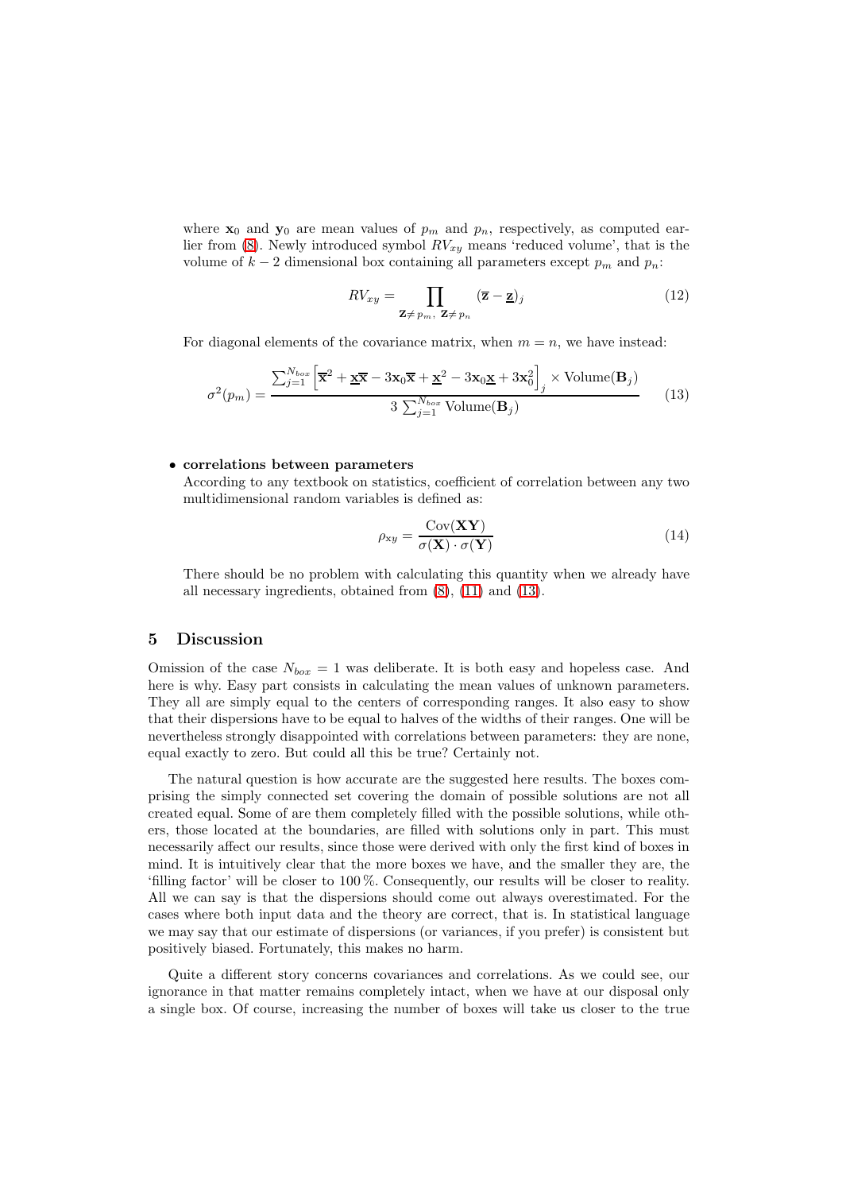where $\mathbf{x}_0$ and $\mathbf{y}_0$ are mean values of $p_m$ and $p_n$, respectively, as computed earlier from (8). Newly introduced symbol $RV_{xy}$ means 'reduced volume', that is the volume of $k-2$ dimensional box containing all parameters except $p_m$ and $p_n$:

$$RV_{xy} = \prod_{\mathbf{Z} \neq p_m, \ \mathbf{Z} \neq p_n} (\overline{\mathbf{z}} - \underline{\mathbf{z}})_j \tag{12}$$

For diagonal elements of the covariance matrix, when $m = n$, we have instead:

$$\sigma^2(p_m) = \frac{\sum_{j=1}^{N_{box}} \left[ \overline{\mathbf{x}}^2 + \underline{\mathbf{x}}\overline{\mathbf{x}} - 3\mathbf{x}_0\overline{\mathbf{x}} + \underline{\mathbf{x}}^2 - 3\mathbf{x}_0\underline{\mathbf{x}} + 3\mathbf{x}_0^2 \right]_j \times \text{Volume}(\mathbf{B}_j)}{3 \sum_{j=1}^{N_{box}} \text{Volume}(\mathbf{B}_j)} \tag{13}$$

- **correlations between parameters**
  According to any textbook on statistics, coefficient of correlation between any two multidimensional random variables is defined as:

$$\rho_{\mathrm{xy}} = \frac{\text{Cov}(\mathbf{XY})}{\sigma(\mathbf{X}) \cdot \sigma(\mathbf{Y})} \tag{14}$$

  There should be no problem with calculating this quantity when we already have all necessary ingredients, obtained from (8), (11) and (13).

## 5 Discussion

Omission of the case $N_{box} = 1$ was deliberate. It is both easy and hopeless case. And here is why. Easy part consists in calculating the mean values of unknown parameters. They all are simply equal to the centers of corresponding ranges. It also easy to show that their dispersions have to be equal to halves of the widths of their ranges. One will be nevertheless strongly disappointed with correlations between parameters: they are none, equal exactly to zero. But could all this be true? Certainly not.

The natural question is how accurate are the suggested here results. The boxes comprising the simply connected set covering the domain of possible solutions are not all created equal. Some of are them completely filled with the possible solutions, while others, those located at the boundaries, are filled with solutions only in part. This must necessarily affect our results, since those were derived with only the first kind of boxes in mind. It is intuitively clear that the more boxes we have, and the smaller they are, the 'filling factor' will be closer to 100 %. Consequently, our results will be closer to reality. All we can say is that the dispersions should come out always overestimated. For the cases where both input data and the theory are correct, that is. In statistical language we may say that our estimate of dispersions (or variances, if you prefer) is consistent but positively biased. Fortunately, this makes no harm.

Quite a different story concerns covariances and correlations. As we could see, our ignorance in that matter remains completely intact, when we have at our disposal only a single box. Of course, increasing the number of boxes will take us closer to the true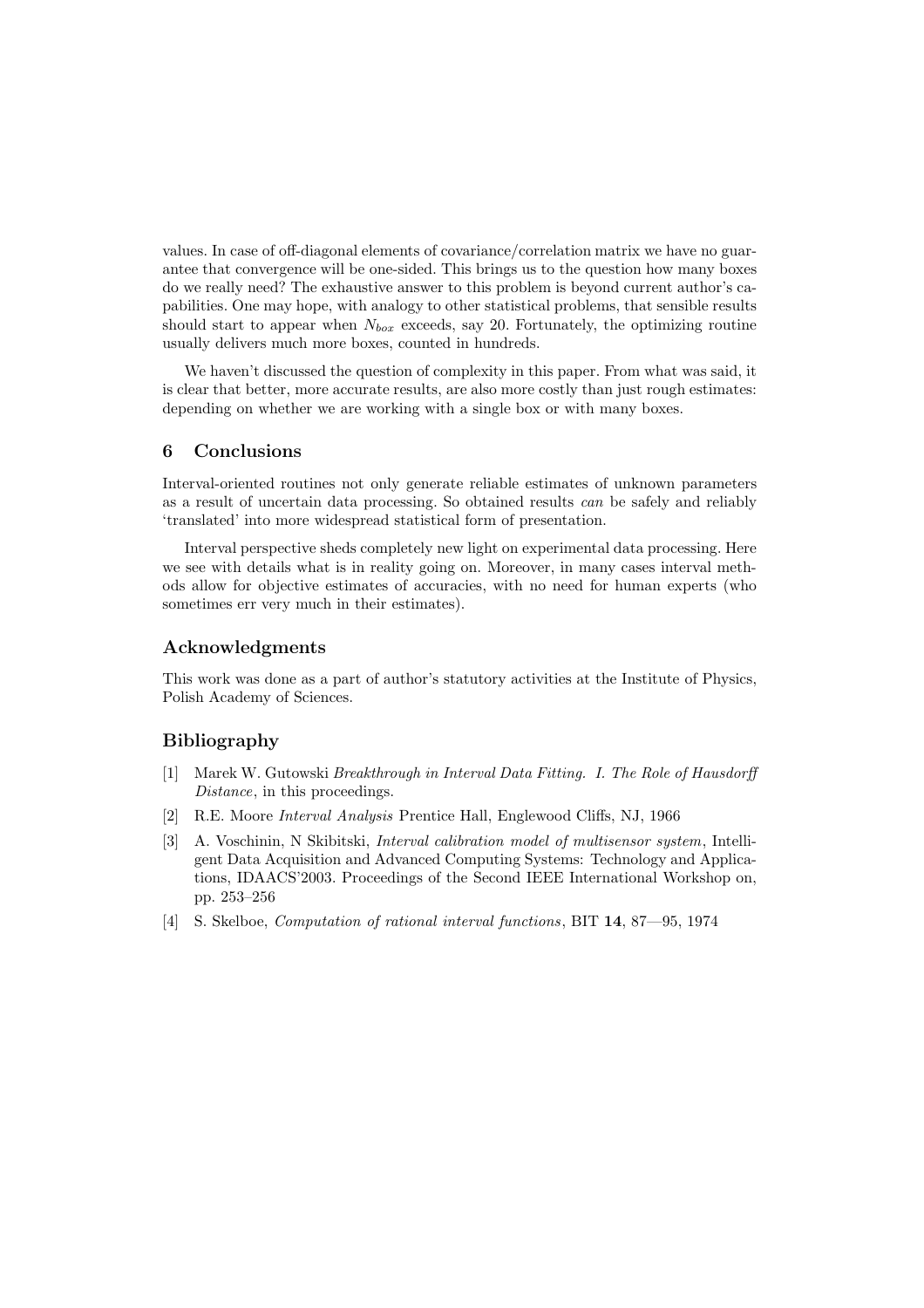values. In case of off-diagonal elements of covariance/correlation matrix we have no guarantee that convergence will be one-sided. This brings us to the question how many boxes do we really need? The exhaustive answer to this problem is beyond current author's capabilities. One may hope, with analogy to other statistical problems, that sensible results should start to appear when $N_{box}$ exceeds, say 20. Fortunately, the optimizing routine usually delivers much more boxes, counted in hundreds.

We haven't discussed the question of complexity in this paper. From what was said, it is clear that better, more accurate results, are also more costly than just rough estimates: depending on whether we are working with a single box or with many boxes.

## 6 Conclusions

Interval-oriented routines not only generate reliable estimates of unknown parameters as a result of uncertain data processing. So obtained results *can* be safely and reliably 'translated' into more widespread statistical form of presentation.

Interval perspective sheds completely new light on experimental data processing. Here we see with details what is in reality going on. Moreover, in many cases interval methods allow for objective estimates of accuracies, with no need for human experts (who sometimes err very much in their estimates).

## Acknowledgments

This work was done as a part of author's statutory activities at the Institute of Physics, Polish Academy of Sciences.

## Bibliography

[1] Marek W. Gutowski *Breakthrough in Interval Data Fitting. I. The Role of Hausdorff Distance*, in this proceedings.

[2] R.E. Moore *Interval Analysis* Prentice Hall, Englewood Cliffs, NJ, 1966

[3] A. Voschinin, N Skibitski, *Interval calibration model of multisensor system*, Intelligent Data Acquisition and Advanced Computing Systems: Technology and Applications, IDAACS'2003. Proceedings of the Second IEEE International Workshop on, pp. 253–256

[4] S. Skelboe, *Computation of rational interval functions*, BIT **14**, 87—95, 1974